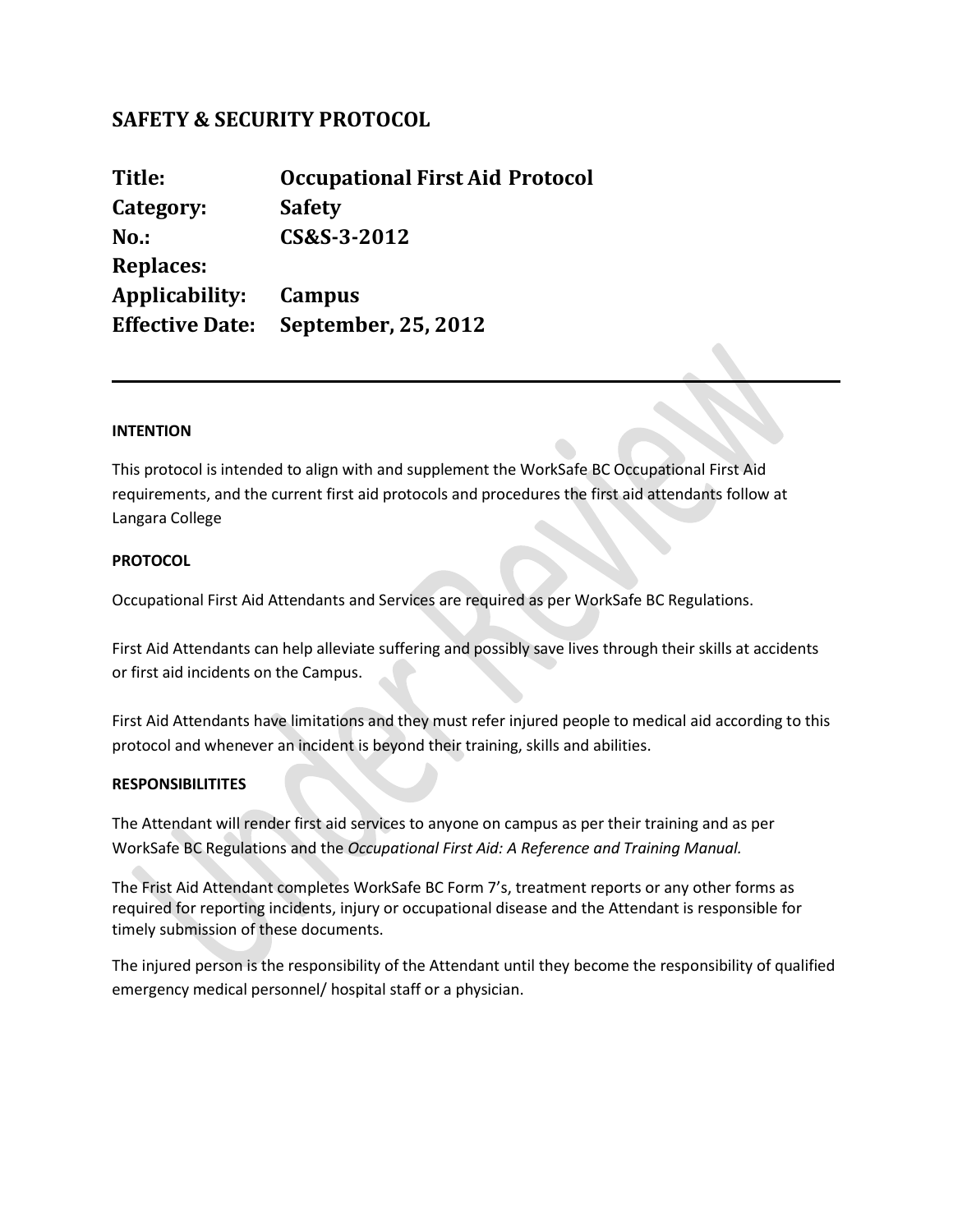# SAFETY & SECURITY PROTOCOL

| | |
|---|---|
| **Title:** | **Occupational First Aid Protocol** |
| **Category:** | **Safety** |
| **No.:** | **CS&S-3-2012** |
| **Replaces:** | |
| **Applicability:** | **Campus** |
| **Effective Date:** | **September, 25, 2012** |

---

**INTENTION**

This protocol is intended to align with and supplement the WorkSafe BC Occupational First Aid requirements, and the current first aid protocols and procedures the first aid attendants follow at Langara College

**PROTOCOL**

Occupational First Aid Attendants and Services are required as per WorkSafe BC Regulations.

First Aid Attendants can help alleviate suffering and possibly save lives through their skills at accidents or first aid incidents on the Campus.

First Aid Attendants have limitations and they must refer injured people to medical aid according to this protocol and whenever an incident is beyond their training, skills and abilities.

**RESPONSIBILITITES**

The Attendant will render first aid services to anyone on campus as per their training and as per WorkSafe BC Regulations and the *Occupational First Aid: A Reference and Training Manual.*

The Frist Aid Attendant completes WorkSafe BC Form 7's, treatment reports or any other forms as required for reporting incidents, injury or occupational disease and the Attendant is responsible for timely submission of these documents.

The injured person is the responsibility of the Attendant until they become the responsibility of qualified emergency medical personnel/ hospital staff or a physician.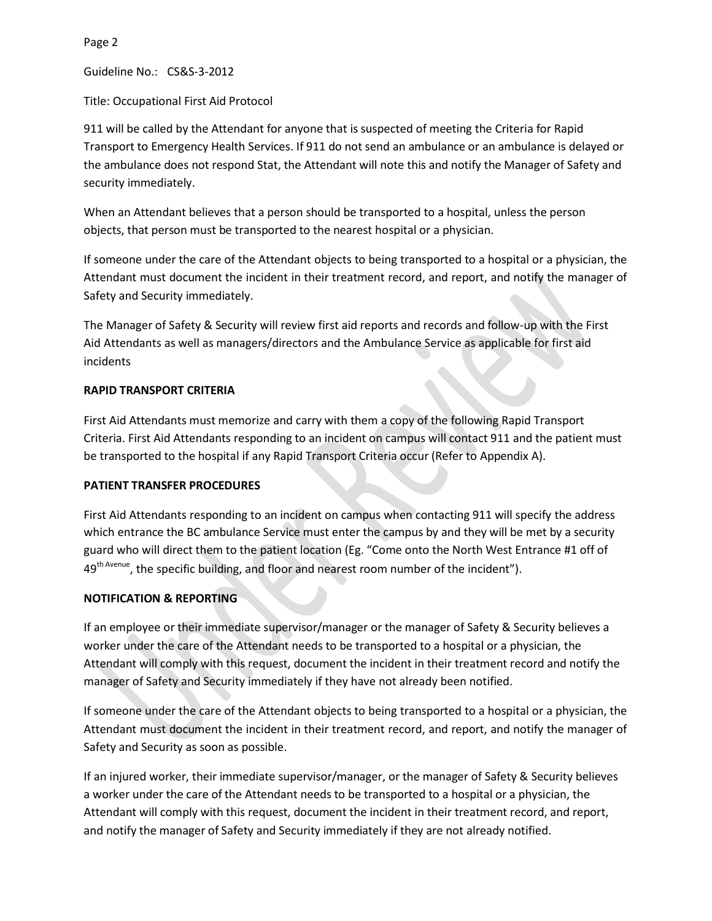Guideline No.: CS&S-3-2012

Title: Occupational First Aid Protocol

911 will be called by the Attendant for anyone that is suspected of meeting the Criteria for Rapid Transport to Emergency Health Services. If 911 do not send an ambulance or an ambulance is delayed or the ambulance does not respond Stat, the Attendant will note this and notify the Manager of Safety and security immediately.

When an Attendant believes that a person should be transported to a hospital, unless the person objects, that person must be transported to the nearest hospital or a physician.

If someone under the care of the Attendant objects to being transported to a hospital or a physician, the Attendant must document the incident in their treatment record, and report, and notify the manager of Safety and Security immediately.

The Manager of Safety & Security will review first aid reports and records and follow-up with the First Aid Attendants as well as managers/directors and the Ambulance Service as applicable for first aid incidents

**RAPID TRANSPORT CRITERIA**

First Aid Attendants must memorize and carry with them a copy of the following Rapid Transport Criteria. First Aid Attendants responding to an incident on campus will contact 911 and the patient must be transported to the hospital if any Rapid Transport Criteria occur (Refer to Appendix A).

**PATIENT TRANSFER PROCEDURES**

First Aid Attendants responding to an incident on campus when contacting 911 will specify the address which entrance the BC ambulance Service must enter the campus by and they will be met by a security guard who will direct them to the patient location (Eg. "Come onto the North West Entrance #1 off of 49th Avenue, the specific building, and floor and nearest room number of the incident").

**NOTIFICATION & REPORTING**

If an employee or their immediate supervisor/manager or the manager of Safety & Security believes a worker under the care of the Attendant needs to be transported to a hospital or a physician, the Attendant will comply with this request, document the incident in their treatment record and notify the manager of Safety and Security immediately if they have not already been notified.

If someone under the care of the Attendant objects to being transported to a hospital or a physician, the Attendant must document the incident in their treatment record, and report, and notify the manager of Safety and Security as soon as possible.

If an injured worker, their immediate supervisor/manager, or the manager of Safety & Security believes a worker under the care of the Attendant needs to be transported to a hospital or a physician, the Attendant will comply with this request, document the incident in their treatment record, and report, and notify the manager of Safety and Security immediately if they are not already notified.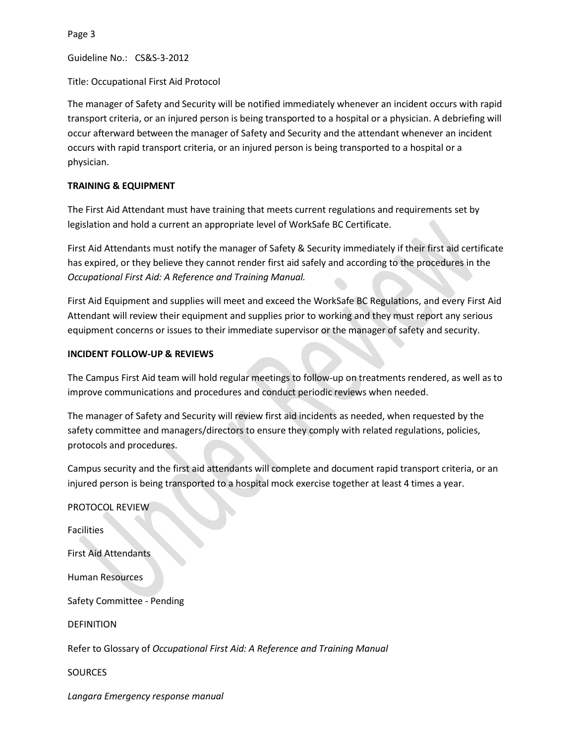Guideline No.: CS&S-3-2012

Title: Occupational First Aid Protocol

The manager of Safety and Security will be notified immediately whenever an incident occurs with rapid transport criteria, or an injured person is being transported to a hospital or a physician. A debriefing will occur afterward between the manager of Safety and Security and the attendant whenever an incident occurs with rapid transport criteria, or an injured person is being transported to a hospital or a physician.

**TRAINING & EQUIPMENT**

The First Aid Attendant must have training that meets current regulations and requirements set by legislation and hold a current an appropriate level of WorkSafe BC Certificate.

First Aid Attendants must notify the manager of Safety & Security immediately if their first aid certificate has expired, or they believe they cannot render first aid safely and according to the procedures in the *Occupational First Aid: A Reference and Training Manual.*

First Aid Equipment and supplies will meet and exceed the WorkSafe BC Regulations, and every First Aid Attendant will review their equipment and supplies prior to working and they must report any serious equipment concerns or issues to their immediate supervisor or the manager of safety and security.

**INCIDENT FOLLOW-UP & REVIEWS**

The Campus First Aid team will hold regular meetings to follow-up on treatments rendered, as well as to improve communications and procedures and conduct periodic reviews when needed.

The manager of Safety and Security will review first aid incidents as needed, when requested by the safety committee and managers/directors to ensure they comply with related regulations, policies, protocols and procedures.

Campus security and the first aid attendants will complete and document rapid transport criteria, or an injured person is being transported to a hospital mock exercise together at least 4 times a year.

PROTOCOL REVIEW

Facilities

First Aid Attendants

Human Resources

Safety Committee - Pending

DEFINITION

Refer to Glossary of *Occupational First Aid: A Reference and Training Manual*

SOURCES

*Langara Emergency response manual*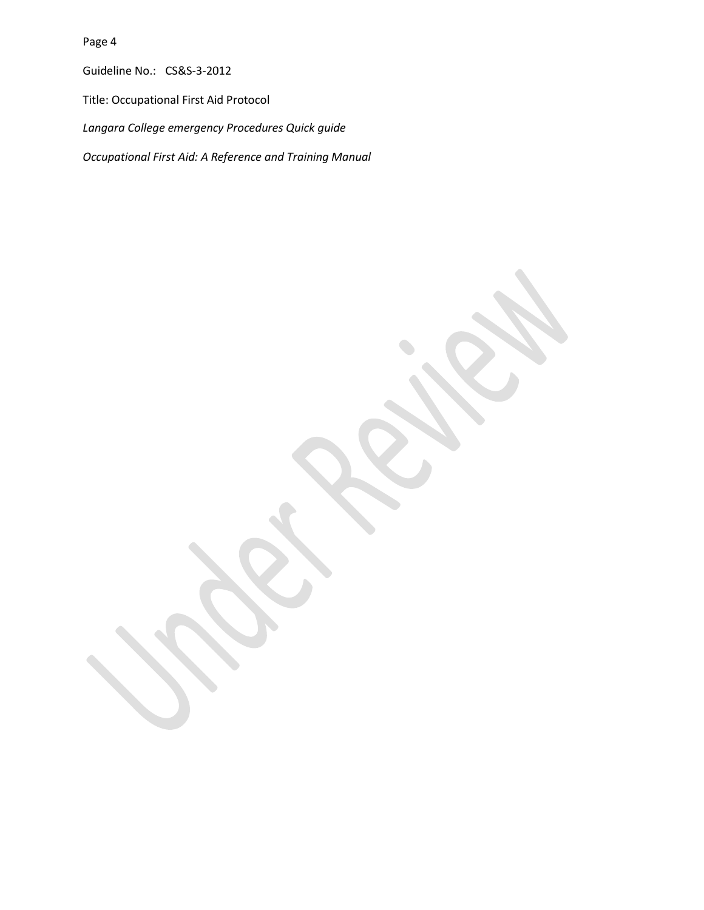Guideline No.: CS&S-3-2012

Title: Occupational First Aid Protocol

*Langara College emergency Procedures Quick guide*

*Occupational First Aid: A Reference and Training Manual*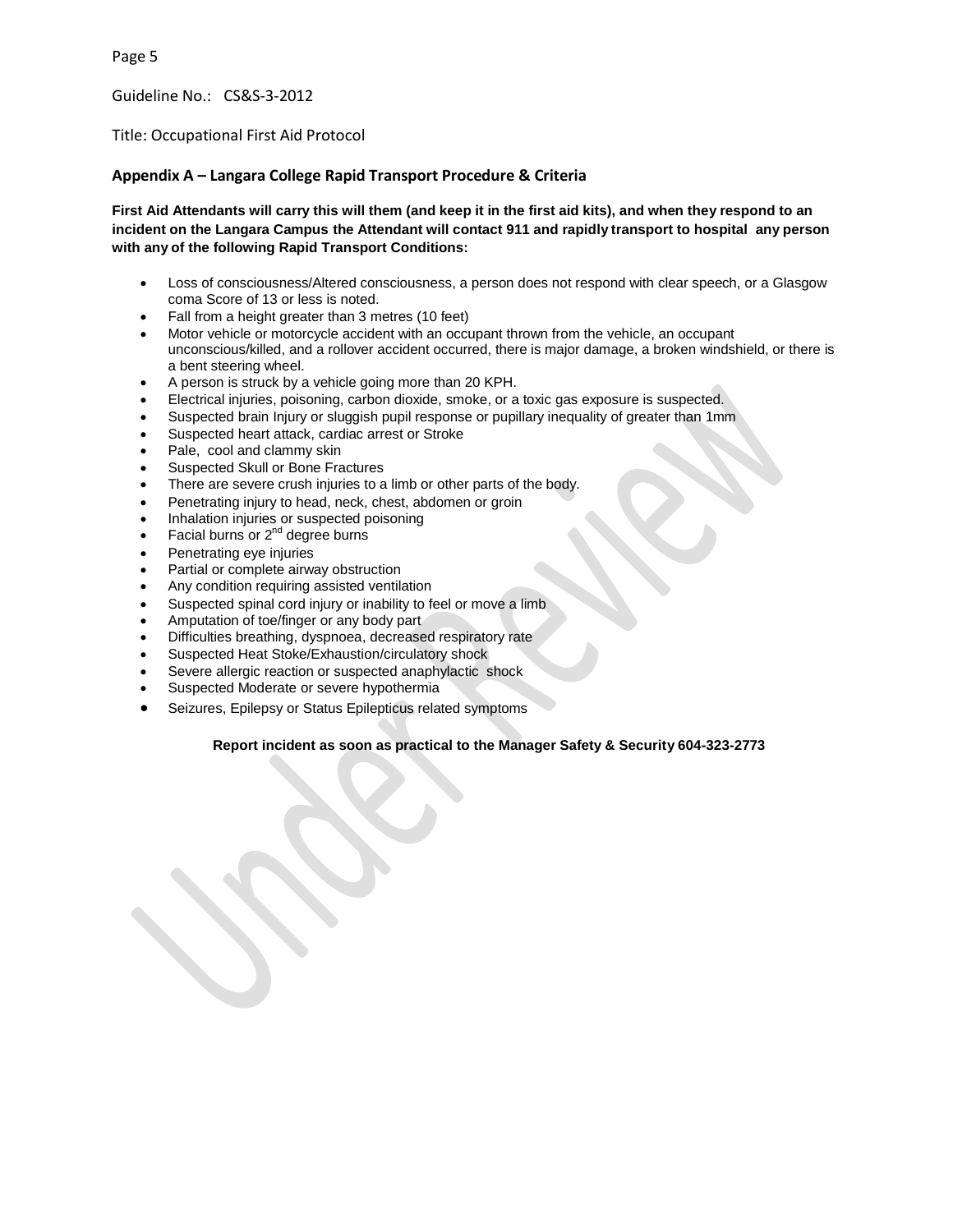Guideline No.: CS&S-3-2012

Title: Occupational First Aid Protocol

## Appendix A – Langara College Rapid Transport Procedure & Criteria

**First Aid Attendants will carry this will them (and keep it in the first aid kits), and when they respond to an incident on the Langara Campus the Attendant will contact 911 and rapidly transport to hospital any person with any of the following Rapid Transport Conditions:**

- Loss of consciousness/Altered consciousness, a person does not respond with clear speech, or a Glasgow coma Score of 13 or less is noted.
- Fall from a height greater than 3 metres (10 feet)
- Motor vehicle or motorcycle accident with an occupant thrown from the vehicle, an occupant unconscious/killed, and a rollover accident occurred, there is major damage, a broken windshield, or there is a bent steering wheel.
- A person is struck by a vehicle going more than 20 KPH.
- Electrical injuries, poisoning, carbon dioxide, smoke, or a toxic gas exposure is suspected.
- Suspected brain Injury or sluggish pupil response or pupillary inequality of greater than 1mm
- Suspected heart attack, cardiac arrest or Stroke
- Pale, cool and clammy skin
- Suspected Skull or Bone Fractures
- There are severe crush injuries to a limb or other parts of the body.
- Penetrating injury to head, neck, chest, abdomen or groin
- Inhalation injuries or suspected poisoning
- Facial burns or 2nd degree burns
- Penetrating eye injuries
- Partial or complete airway obstruction
- Any condition requiring assisted ventilation
- Suspected spinal cord injury or inability to feel or move a limb
- Amputation of toe/finger or any body part
- Difficulties breathing, dyspnoea, decreased respiratory rate
- Suspected Heat Stoke/Exhaustion/circulatory shock
- Severe allergic reaction or suspected anaphylactic shock
- Suspected Moderate or severe hypothermia
- Seizures, Epilepsy or Status Epilepticus related symptoms

**Report incident as soon as practical to the Manager Safety & Security 604-323-2773**